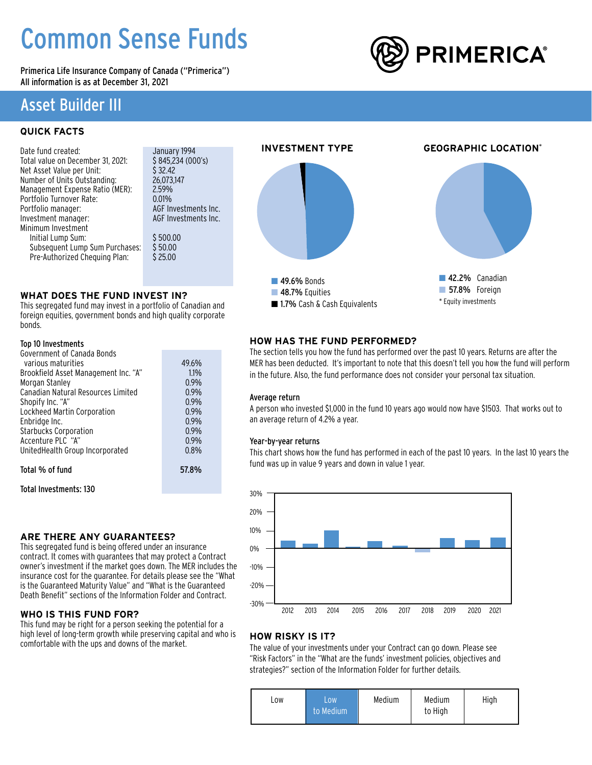# Common Sense Funds

Primerica Life Insurance Company of Canada ("Primerica")
All information is as at December 31, 2021

PRIMERICA®

## Asset Builder III

### QUICK FACTS

| | |
|---|---|
| Date fund created: | January 1994 |
| Total value on December 31, 2021: | $ 845,234 (000's) |
| Net Asset Value per Unit: | $ 32.42 |
| Number of Units Outstanding: | 26,073,147 |
| Management Expense Ratio (MER): | 2.59% |
| Portfolio Turnover Rate: | 0.01% |
| Portfolio manager: | AGF Investments Inc. |
| Investment manager: | AGF Investments Inc. |
| Minimum Investment | |
| Initial Lump Sum: | $ 500.00 |
| Subsequent Lump Sum Purchases: | $ 50.00 |
| Pre-Authorized Chequing Plan: | $ 25.00 |

### WHAT DOES THE FUND INVEST IN?

This segregated fund may invest in a portfolio of Canadian and foreign equities, government bonds and high quality corporate bonds.

**Top 10 Investments**

| | |
|---|---|
| Government of Canada Bonds various maturities | 49.6% |
| Brookfield Asset Management Inc. "A" | 1.1% |
| Morgan Stanley | 0.9% |
| Canadian Natural Resources Limited | 0.9% |
| Shopify Inc. "A" | 0.9% |
| Lockheed Martin Corporation | 0.9% |
| Enbridge Inc. | 0.9% |
| Starbucks Corporation | 0.9% |
| Accenture PLC "A" | 0.9% |
| UnitedHealth Group Incorporated | 0.8% |
| **Total % of fund** | **57.8%** |

**Total Investments: 130**

### INVESTMENT TYPE

- **49.6%** Bonds
- **48.7%** Equities
- **1.7%** Cash & Cash Equivalents

### GEOGRAPHIC LOCATION*

- **42.2%** Canadian
- **57.8%** Foreign

\* Equity investments

### ARE THERE ANY GUARANTEES?

This segregated fund is being offered under an insurance contract. It comes with guarantees that may protect a Contract owner's investment if the market goes down. The MER includes the insurance cost for the guarantee. For details please see the "What is the Guaranteed Maturity Value" and "What is the Guaranteed Death Benefit" sections of the Information Folder and Contract.

### WHO IS THIS FUND FOR?

This fund may be right for a person seeking the potential for a high level of long-term growth while preserving capital and who is comfortable with the ups and downs of the market.

### HOW HAS THE FUND PERFORMED?

The section tells you how the fund has performed over the past 10 years. Returns are after the MER has been deducted. It's important to note that this doesn't tell you how the fund will perform in the future. Also, the fund performance does not consider your personal tax situation.

**Average return**

A person who invested $1,000 in the fund 10 years ago would now have $1503. That works out to an average return of 4.2% a year.

**Year-by-year returns**

This chart shows how the fund has performed in each of the past 10 years. In the last 10 years the fund was up in value 9 years and down in value 1 year.

### HOW RISKY IS IT?

The value of your investments under your Contract can go down. Please see "Risk Factors" in the "What are the funds' investment policies, objectives and strategies?" section of the Information Folder for further details.

| Low | **Low to Medium** | Medium | Medium to High | High |
|---|---|---|---|---|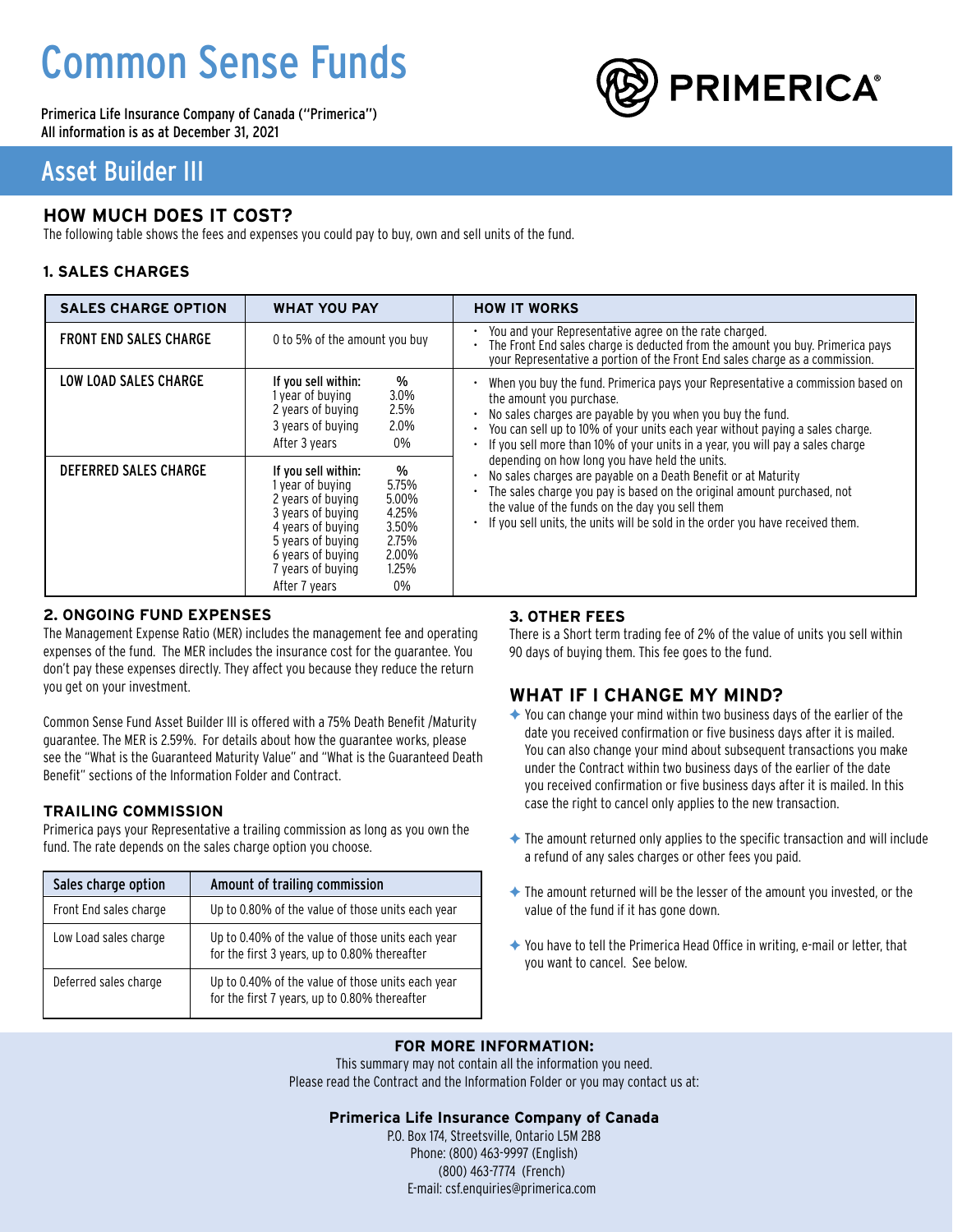# Common Sense Funds

Primerica Life Insurance Company of Canada ("Primerica")
All information is as at December 31, 2021

## Asset Builder III

### HOW MUCH DOES IT COST?

The following table shows the fees and expenses you could pay to buy, own and sell units of the fund.

#### 1. SALES CHARGES

| SALES CHARGE OPTION | WHAT YOU PAY | HOW IT WORKS |
|---|---|---|
| FRONT END SALES CHARGE | 0 to 5% of the amount you buy | • You and your Representative agree on the rate charged.<br>• The Front End sales charge is deducted from the amount you buy. Primerica pays your Representative a portion of the Front End sales charge as a commission. |
| LOW LOAD SALES CHARGE | If you sell within: %<br>1 year of buying 3.0%<br>2 years of buying 2.5%<br>3 years of buying 2.0%<br>After 3 years 0% | • When you buy the fund. Primerica pays your Representative a commission based on the amount you purchase.<br>• No sales charges are payable by you when you buy the fund.<br>• You can sell up to 10% of your units each year without paying a sales charge.<br>• If you sell more than 10% of your units in a year, you will pay a sales charge depending on how long you have held the units.<br>• No sales charges are payable on a Death Benefit or at Maturity<br>• The sales charge you pay is based on the original amount purchased, not the value of the funds on the day you sell them<br>• If you sell units, the units will be sold in the order you have received them. |
| DEFERRED SALES CHARGE | If you sell within: %<br>1 year of buying 5.75%<br>2 years of buying 5.00%<br>3 years of buying 4.25%<br>4 years of buying 3.50%<br>5 years of buying 2.75%<br>6 years of buying 2.00%<br>7 years of buying 1.25%<br>After 7 years 0% | |

#### 2. ONGOING FUND EXPENSES

The Management Expense Ratio (MER) includes the management fee and operating expenses of the fund. The MER includes the insurance cost for the guarantee. You don't pay these expenses directly. They affect you because they reduce the return you get on your investment.

Common Sense Fund Asset Builder III is offered with a 75% Death Benefit /Maturity guarantee. The MER is 2.59%. For details about how the guarantee works, please see the "What is the Guaranteed Maturity Value" and "What is the Guaranteed Death Benefit" sections of the Information Folder and Contract.

#### TRAILING COMMISSION

Primerica pays your Representative a trailing commission as long as you own the fund. The rate depends on the sales charge option you choose.

| Sales charge option | Amount of trailing commission |
|---|---|
| Front End sales charge | Up to 0.80% of the value of those units each year |
| Low Load sales charge | Up to 0.40% of the value of those units each year for the first 3 years, up to 0.80% thereafter |
| Deferred sales charge | Up to 0.40% of the value of those units each year for the first 7 years, up to 0.80% thereafter |

#### 3. OTHER FEES

There is a Short term trading fee of 2% of the value of units you sell within 90 days of buying them. This fee goes to the fund.

### WHAT IF I CHANGE MY MIND?

- You can change your mind within two business days of the earlier of the date you received confirmation or five business days after it is mailed. You can also change your mind about subsequent transactions you make under the Contract within two business days of the earlier of the date you received confirmation or five business days after it is mailed. In this case the right to cancel only applies to the new transaction.
- The amount returned only applies to the specific transaction and will include a refund of any sales charges or other fees you paid.
- The amount returned will be the lesser of the amount you invested, or the value of the fund if it has gone down.
- You have to tell the Primerica Head Office in writing, e-mail or letter, that you want to cancel. See below.

**FOR MORE INFORMATION:**

This summary may not contain all the information you need.
Please read the Contract and the Information Folder or you may contact us at:

**Primerica Life Insurance Company of Canada**
P.O. Box 174, Streetsville, Ontario L5M 2B8
Phone: (800) 463-9997 (English)
(800) 463-7774 (French)
E-mail: csf.enquiries@primerica.com